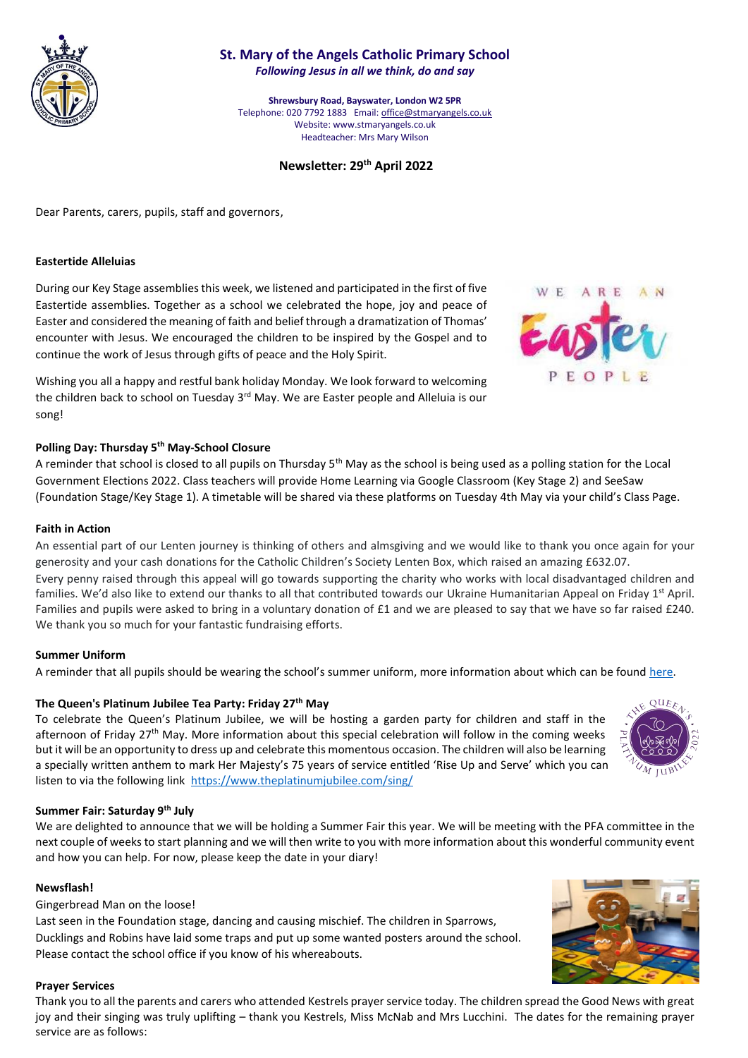# St. Mary of the Angels Catholic Primary School

*Following Jesus in all we think, do and say*

**Shrewsbury Road, Bayswater, London W2 5PR**
Telephone: 020 7792 1883 Email: office@stmaryangels.co.uk
Website: www.stmaryangels.co.uk
Headteacher: Mrs Mary Wilson

## Newsletter: 29th April 2022

Dear Parents, carers, pupils, staff and governors,

### Eastertide Alleluias

During our Key Stage assemblies this week, we listened and participated in the first of five Eastertide assemblies. Together as a school we celebrated the hope, joy and peace of Easter and considered the meaning of faith and belief through a dramatization of Thomas' encounter with Jesus. We encouraged the children to be inspired by the Gospel and to continue the work of Jesus through gifts of peace and the Holy Spirit.

Wishing you all a happy and restful bank holiday Monday. We look forward to welcoming the children back to school on Tuesday 3rd May. We are Easter people and Alleluia is our song!

### Polling Day: Thursday 5th May-School Closure

A reminder that school is closed to all pupils on Thursday 5th May as the school is being used as a polling station for the Local Government Elections 2022. Class teachers will provide Home Learning via Google Classroom (Key Stage 2) and SeeSaw (Foundation Stage/Key Stage 1). A timetable will be shared via these platforms on Tuesday 4th May via your child's Class Page.

### Faith in Action

An essential part of our Lenten journey is thinking of others and almsgiving and we would like to thank you once again for your generosity and your cash donations for the Catholic Children's Society Lenten Box, which raised an amazing £632.07.
Every penny raised through this appeal will go towards supporting the charity who works with local disadvantaged children and families. We'd also like to extend our thanks to all that contributed towards our Ukraine Humanitarian Appeal on Friday 1st April. Families and pupils were asked to bring in a voluntary donation of £1 and we are pleased to say that we have so far raised £240. We thank you so much for your fantastic fundraising efforts.

### Summer Uniform

A reminder that all pupils should be wearing the school's summer uniform, more information about which can be found here.

### The Queen's Platinum Jubilee Tea Party: Friday 27th May

To celebrate the Queen's Platinum Jubilee, we will be hosting a garden party for children and staff in the afternoon of Friday 27th May. More information about this special celebration will follow in the coming weeks but it will be an opportunity to dress up and celebrate this momentous occasion. The children will also be learning a specially written anthem to mark Her Majesty's 75 years of service entitled 'Rise Up and Serve' which you can listen to via the following link https://www.theplatinumjubilee.com/sing/

### Summer Fair: Saturday 9th July

We are delighted to announce that we will be holding a Summer Fair this year. We will be meeting with the PFA committee in the next couple of weeks to start planning and we will then write to you with more information about this wonderful community event and how you can help. For now, please keep the date in your diary!

### Newsflash!

Gingerbread Man on the loose!
Last seen in the Foundation stage, dancing and causing mischief. The children in Sparrows, Ducklings and Robins have laid some traps and put up some wanted posters around the school. Please contact the school office if you know of his whereabouts.

### Prayer Services

Thank you to all the parents and carers who attended Kestrels prayer service today. The children spread the Good News with great joy and their singing was truly uplifting – thank you Kestrels, Miss McNab and Mrs Lucchini. The dates for the remaining prayer service are as follows: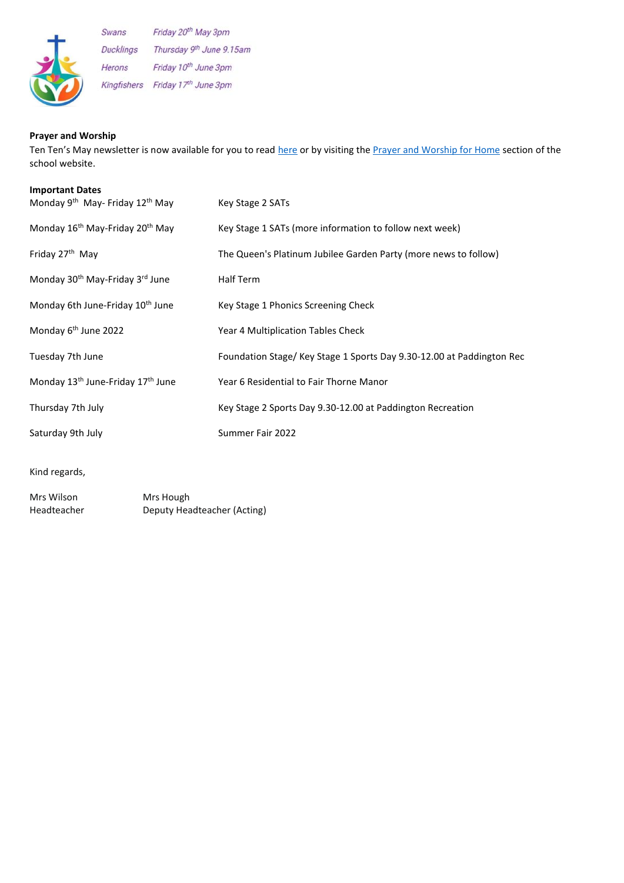| | |
|---|---|
| Swans | Friday 20th May 3pm |
| Ducklings | Thursday 9th June 9.15am |
| Herons | Friday 10th June 3pm |
| Kingfishers | Friday 17th June 3pm |

**Prayer and Worship**

Ten Ten's May newsletter is now available for you to read here or by visiting the Prayer and Worship for Home section of the school website.

**Important Dates**

| | |
|---|---|
| Monday 9th May- Friday 12th May | Key Stage 2 SATs |
| Monday 16th May-Friday 20th May | Key Stage 1 SATs (more information to follow next week) |
| Friday 27th May | The Queen's Platinum Jubilee Garden Party (more news to follow) |
| Monday 30th May-Friday 3rd June | Half Term |
| Monday 6th June-Friday 10th June | Key Stage 1 Phonics Screening Check |
| Monday 6th June 2022 | Year 4 Multiplication Tables Check |
| Tuesday 7th June | Foundation Stage/ Key Stage 1 Sports Day 9.30-12.00 at Paddington Rec |
| Monday 13th June-Friday 17th June | Year 6 Residential to Fair Thorne Manor |
| Thursday 7th July | Key Stage 2 Sports Day 9.30-12.00 at Paddington Recreation |
| Saturday 9th July | Summer Fair 2022 |

Kind regards,

| | |
|---|---|
| Mrs Wilson | Mrs Hough |
| Headteacher | Deputy Headteacher (Acting) |